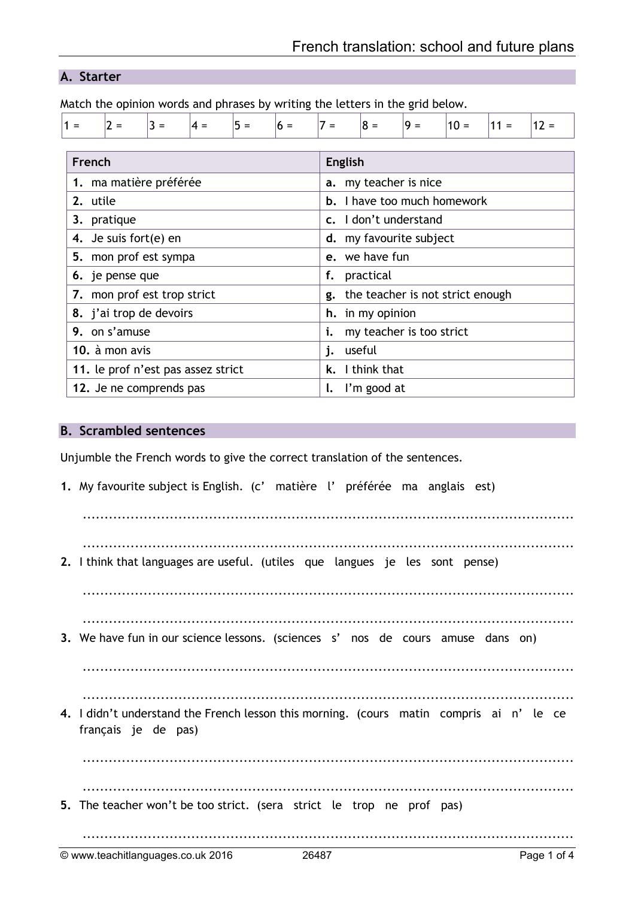# French translation: school and future plans

## A. Starter

Match the opinion words and phrases by writing the letters in the grid below.

| 1 = | 2 = | 3 = | 4 = | 5 = | 6 = | 7 = | 8 = | 9 = | 10 = | 11 = | 12 = |
|---|---|---|---|---|---|---|---|---|---|---|---|

| French | English |
|---|---|
| **1.** ma matière préférée | **a.** my teacher is nice |
| **2.** utile | **b.** I have too much homework |
| **3.** pratique | **c.** I don't understand |
| **4.** Je suis fort(e) en | **d.** my favourite subject |
| **5.** mon prof est sympa | **e.** we have fun |
| **6.** je pense que | **f.** practical |
| **7.** mon prof est trop strict | **g.** the teacher is not strict enough |
| **8.** j'ai trop de devoirs | **h.** in my opinion |
| **9.** on s'amuse | **i.** my teacher is too strict |
| **10.** à mon avis | **j.** useful |
| **11.** le prof n'est pas assez strict | **k.** I think that |
| **12.** Je ne comprends pas | **l.** I'm good at |

## B. Scrambled sentences

Unjumble the French words to give the correct translation of the sentences.

**1.** My favourite subject is English. (c' matière l' préférée ma anglais est)

.....................................................................................................................

.....................................................................................................................

**2.** I think that languages are useful. (utiles que langues je les sont pense)

.....................................................................................................................

.....................................................................................................................

**3.** We have fun in our science lessons. (sciences s' nos de cours amuse dans on)

.....................................................................................................................

.....................................................................................................................

**4.** I didn't understand the French lesson this morning. (cours matin compris ai n' le ce français je de pas)

.....................................................................................................................

.....................................................................................................................

**5.** The teacher won't be too strict. (sera strict le trop ne prof pas)

.....................................................................................................................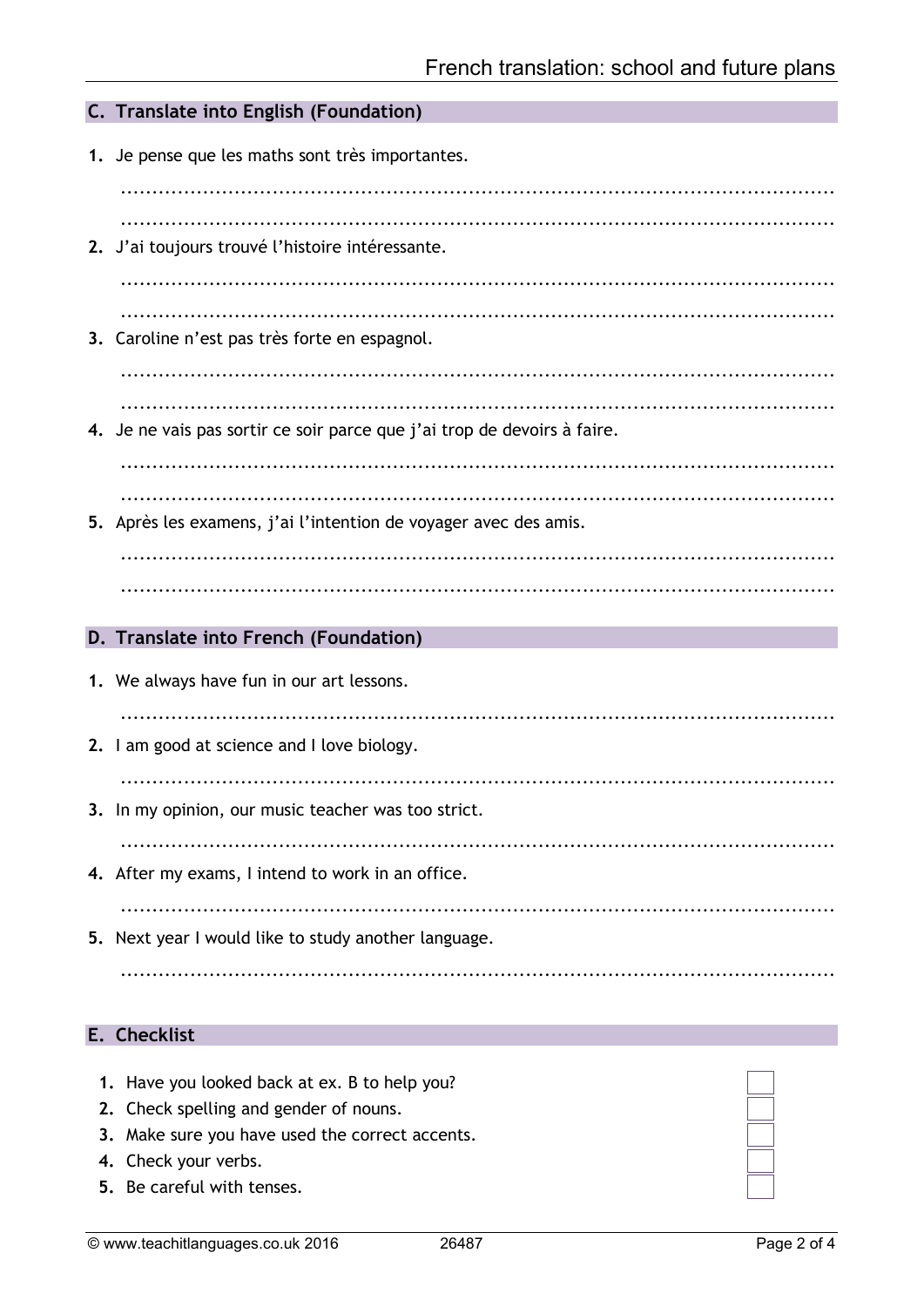## C. Translate into English (Foundation)

1. Je pense que les maths sont très importantes.

   ..................................................................................................................

   ..................................................................................................................

2. J'ai toujours trouvé l'histoire intéressante.

   ..................................................................................................................

   ..................................................................................................................

3. Caroline n'est pas très forte en espagnol.

   ..................................................................................................................

   ..................................................................................................................

4. Je ne vais pas sortir ce soir parce que j'ai trop de devoirs à faire.

   ..................................................................................................................

   ..................................................................................................................

5. Après les examens, j'ai l'intention de voyager avec des amis.

   ..................................................................................................................

   ..................................................................................................................

## D. Translate into French (Foundation)

1. We always have fun in our art lessons.

   ..................................................................................................................

2. I am good at science and I love biology.

   ..................................................................................................................

3. In my opinion, our music teacher was too strict.

   ..................................................................................................................

4. After my exams, I intend to work in an office.

   ..................................................................................................................

5. Next year I would like to study another language.

   ..................................................................................................................

## E. Checklist

1. Have you looked back at ex. B to help you? ☐
2. Check spelling and gender of nouns. ☐
3. Make sure you have used the correct accents. ☐
4. Check your verbs. ☐
5. Be careful with tenses. ☐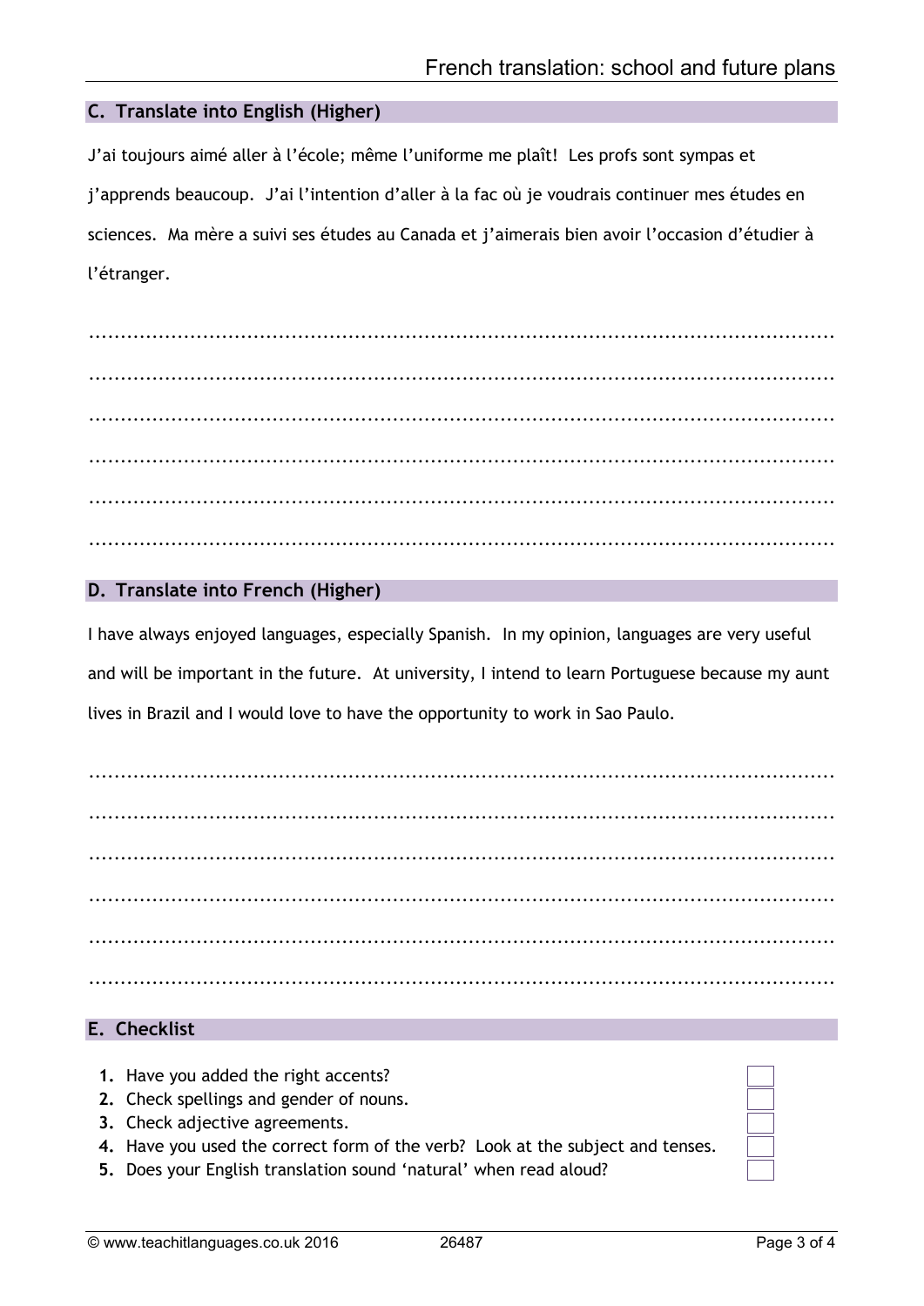## C. Translate into English (Higher)

J'ai toujours aimé aller à l'école; même l'uniforme me plaît! Les profs sont sympas et j'apprends beaucoup. J'ai l'intention d'aller à la fac où je voudrais continuer mes études en sciences. Ma mère a suivi ses études au Canada et j'aimerais bien avoir l'occasion d'étudier à l'étranger.

..........................................................................................................................

..........................................................................................................................

..........................................................................................................................

..........................................................................................................................

..........................................................................................................................

..........................................................................................................................

## D. Translate into French (Higher)

I have always enjoyed languages, especially Spanish. In my opinion, languages are very useful and will be important in the future. At university, I intend to learn Portuguese because my aunt lives in Brazil and I would love to have the opportunity to work in Sao Paulo.

..........................................................................................................................

..........................................................................................................................

..........................................................................................................................

..........................................................................................................................

..........................................................................................................................

..........................................................................................................................

## E. Checklist

1. Have you added the right accents? ☐
2. Check spellings and gender of nouns. ☐
3. Check adjective agreements. ☐
4. Have you used the correct form of the verb? Look at the subject and tenses. ☐
5. Does your English translation sound 'natural' when read aloud? ☐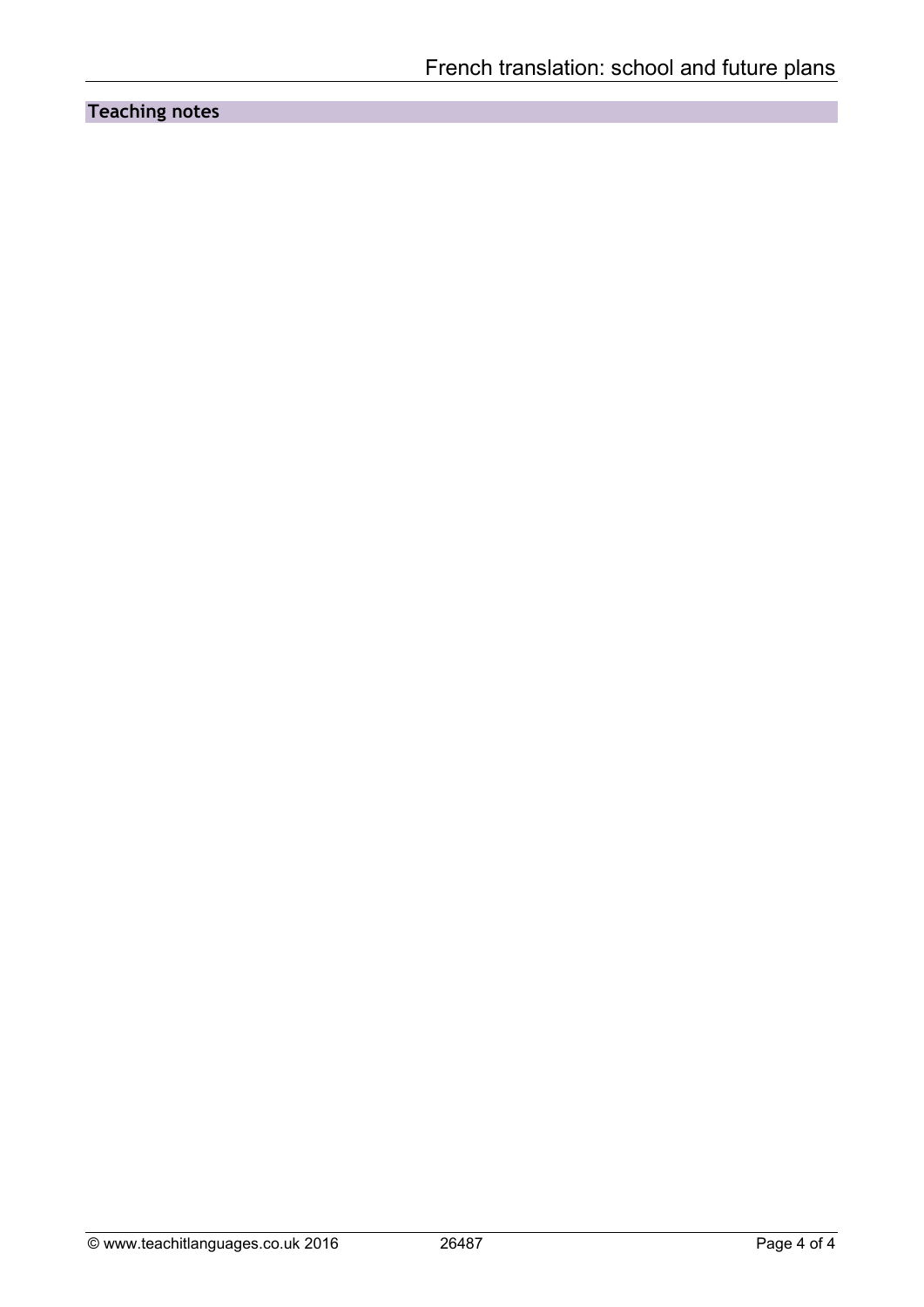## Teaching notes